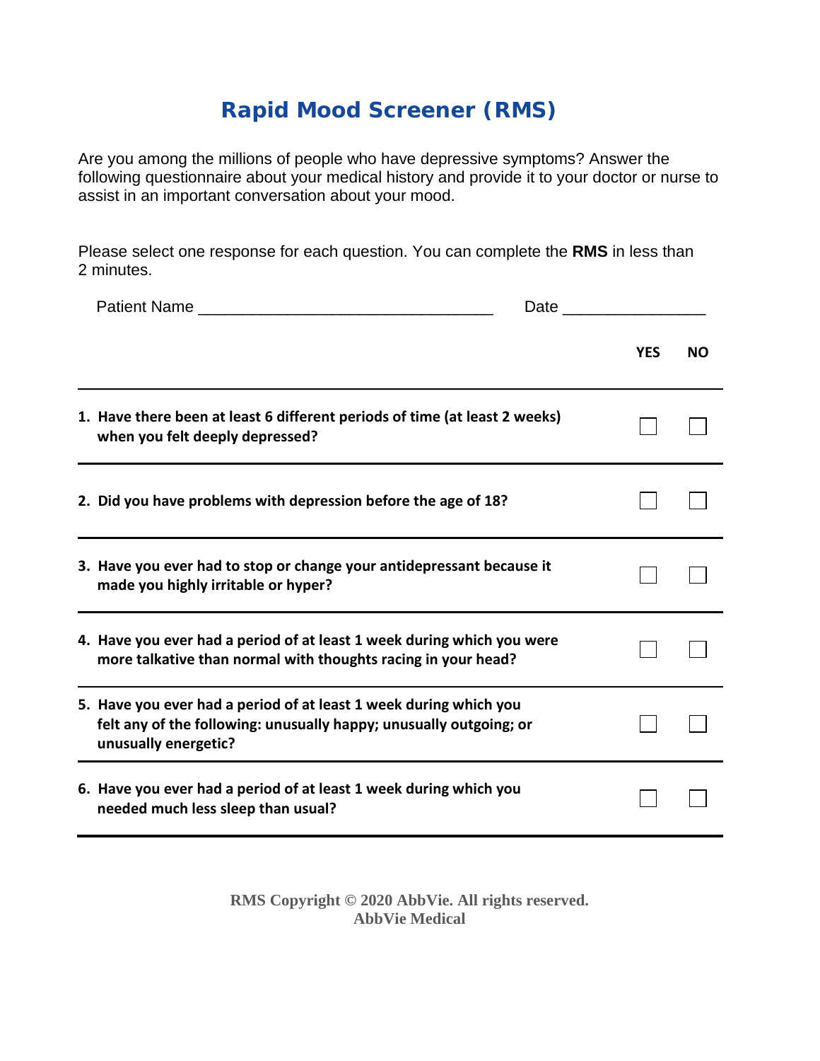# Rapid Mood Screener (RMS)

Are you among the millions of people who have depressive symptoms? Answer the following questionnaire about your medical history and provide it to your doctor or nurse to assist in an important conversation about your mood.

Please select one response for each question. You can complete the **RMS** in less than 2 minutes.

Patient Name ________________________________ Date _______________

| | YES | NO |
|---|---|---|
| **1. Have there been at least 6 different periods of time (at least 2 weeks) when you felt deeply depressed?** | ☐ | ☐ |
| **2. Did you have problems with depression before the age of 18?** | ☐ | ☐ |
| **3. Have you ever had to stop or change your antidepressant because it made you highly irritable or hyper?** | ☐ | ☐ |
| **4. Have you ever had a period of at least 1 week during which you were more talkative than normal with thoughts racing in your head?** | ☐ | ☐ |
| **5. Have you ever had a period of at least 1 week during which you felt any of the following: unusually happy; unusually outgoing; or unusually energetic?** | ☐ | ☐ |
| **6. Have you ever had a period of at least 1 week during which you needed much less sleep than usual?** | ☐ | ☐ |

**RMS Copyright © 2020 AbbVie. All rights reserved.**
**AbbVie Medical**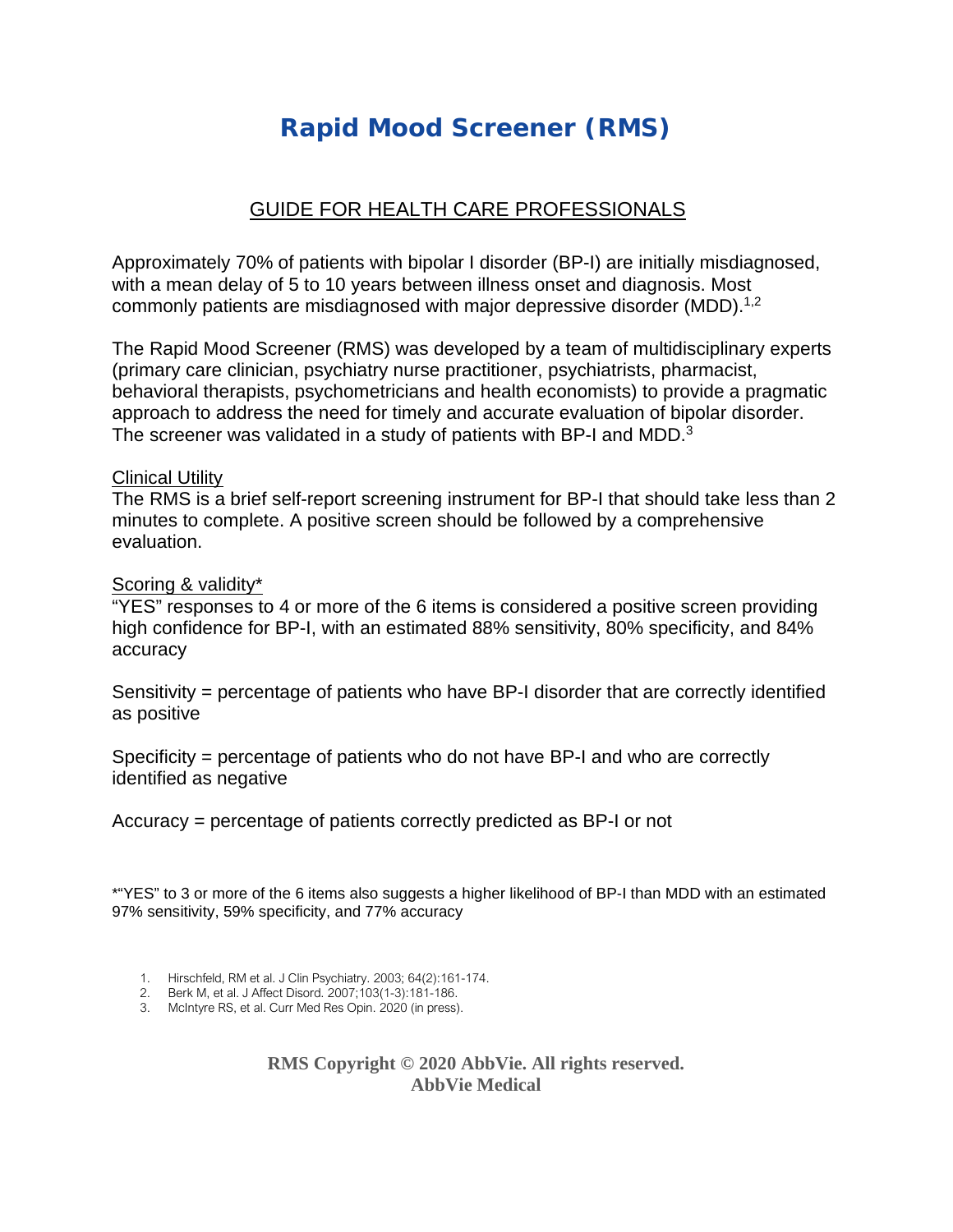# Rapid Mood Screener (RMS)

## GUIDE FOR HEALTH CARE PROFESSIONALS

Approximately 70% of patients with bipolar I disorder (BP-I) are initially misdiagnosed, with a mean delay of 5 to 10 years between illness onset and diagnosis. Most commonly patients are misdiagnosed with major depressive disorder (MDD).[1,2]

The Rapid Mood Screener (RMS) was developed by a team of multidisciplinary experts (primary care clinician, psychiatry nurse practitioner, psychiatrists, pharmacist, behavioral therapists, psychometricians and health economists) to provide a pragmatic approach to address the need for timely and accurate evaluation of bipolar disorder. The screener was validated in a study of patients with BP-I and MDD.[3]

### Clinical Utility

The RMS is a brief self-report screening instrument for BP-I that should take less than 2 minutes to complete. A positive screen should be followed by a comprehensive evaluation.

### Scoring & validity*

"YES" responses to 4 or more of the 6 items is considered a positive screen providing high confidence for BP-I, with an estimated 88% sensitivity, 80% specificity, and 84% accuracy

Sensitivity = percentage of patients who have BP-I disorder that are correctly identified as positive

Specificity = percentage of patients who do not have BP-I and who are correctly identified as negative

Accuracy = percentage of patients correctly predicted as BP-I or not

*"YES" to 3 or more of the 6 items also suggests a higher likelihood of BP-I than MDD with an estimated 97% sensitivity, 59% specificity, and 77% accuracy

1. Hirschfeld, RM et al. J Clin Psychiatry. 2003; 64(2):161-174.
2. Berk M, et al. J Affect Disord. 2007;103(1-3):181-186.
3. McIntyre RS, et al. Curr Med Res Opin. 2020 (in press).

**RMS Copyright © 2020 AbbVie. All rights reserved.**
**AbbVie Medical**